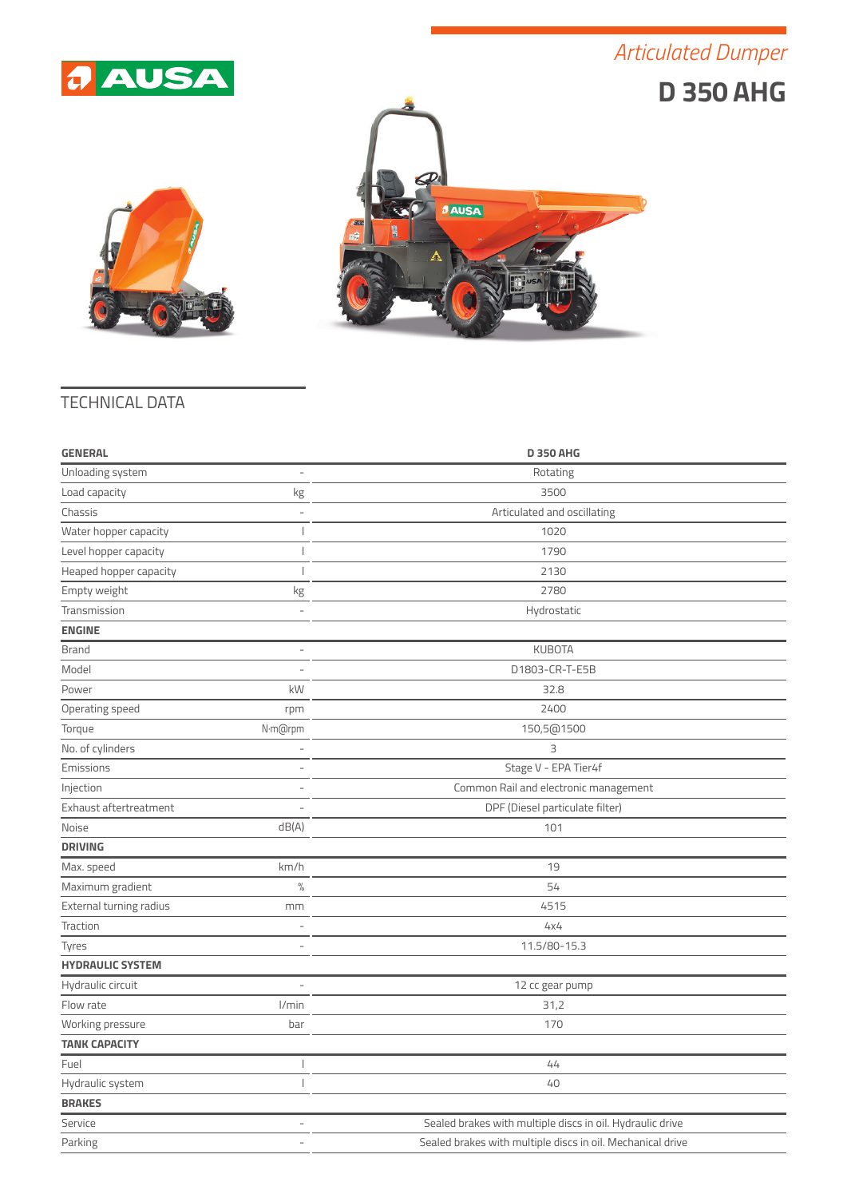AUSA

*Articulated Dumper*

# D 350 AHG

## TECHNICAL DATA

| GENERAL | | D 350 AHG |
|---|---|---|
| Unloading system | - | Rotating |
| Load capacity | kg | 3500 |
| Chassis | - | Articulated and oscillating |
| Water hopper capacity | l | 1020 |
| Level hopper capacity | l | 1790 |
| Heaped hopper capacity | l | 2130 |
| Empty weight | kg | 2780 |
| Transmission | - | Hydrostatic |
| **ENGINE** | | |
| Brand | - | KUBOTA |
| Model | - | D1803-CR-T-E5B |
| Power | kW | 32.8 |
| Operating speed | rpm | 2400 |
| Torque | N·m@rpm | 150,5@1500 |
| No. of cylinders | - | 3 |
| Emissions | - | Stage V - EPA Tier4f |
| Injection | - | Common Rail and electronic management |
| Exhaust aftertreatment | - | DPF (Diesel particulate filter) |
| Noise | dB(A) | 101 |
| **DRIVING** | | |
| Max. speed | km/h | 19 |
| Maximum gradient | % | 54 |
| External turning radius | mm | 4515 |
| Traction | - | 4x4 |
| Tyres | - | 11.5/80-15.3 |
| **HYDRAULIC SYSTEM** | | |
| Hydraulic circuit | - | 12 cc gear pump |
| Flow rate | l/min | 31,2 |
| Working pressure | bar | 170 |
| **TANK CAPACITY** | | |
| Fuel | l | 44 |
| Hydraulic system | l | 40 |
| **BRAKES** | | |
| Service | - | Sealed brakes with multiple discs in oil. Hydraulic drive |
| Parking | - | Sealed brakes with multiple discs in oil. Mechanical drive |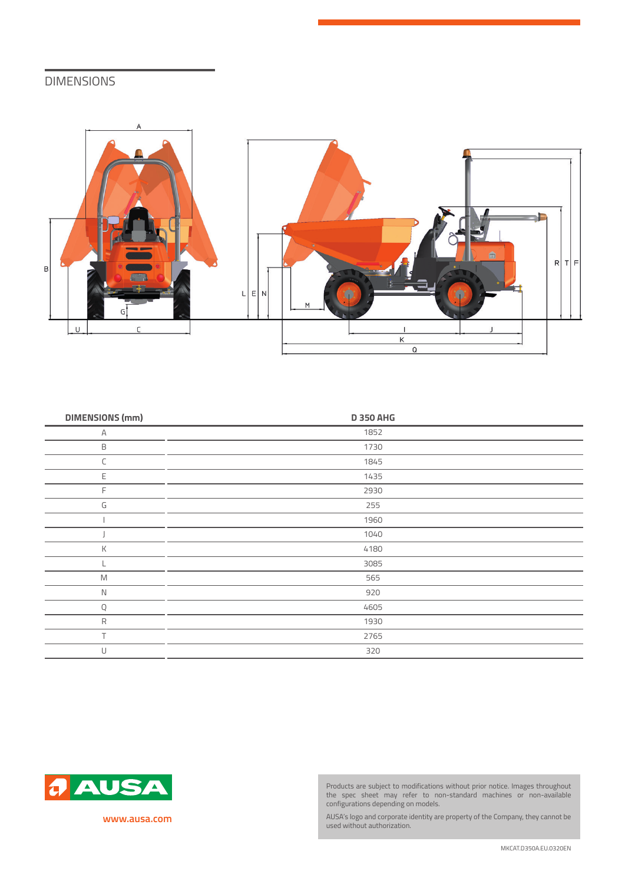## DIMENSIONS

A
B
G
U
C
L
E
N
M
I
J
K
Q
R
T
F

| DIMENSIONS (mm) | D 350 AHG |
|---|---|
| A | 1852 |
| B | 1730 |
| C | 1845 |
| E | 1435 |
| F | 2930 |
| G | 255 |
| I | 1960 |
| J | 1040 |
| K | 4180 |
| L | 3085 |
| M | 565 |
| N | 920 |
| Q | 4605 |
| R | 1930 |
| T | 2765 |
| U | 320 |

AUSA

www.ausa.com

Products are subject to modifications without prior notice. Images throughout the spec sheet may refer to non-standard machines or non-available configurations depending on models.

AUSA's logo and corporate identity are property of the Company, they cannot be used without authorization.

MKCAT.D350A.EU.0320EN